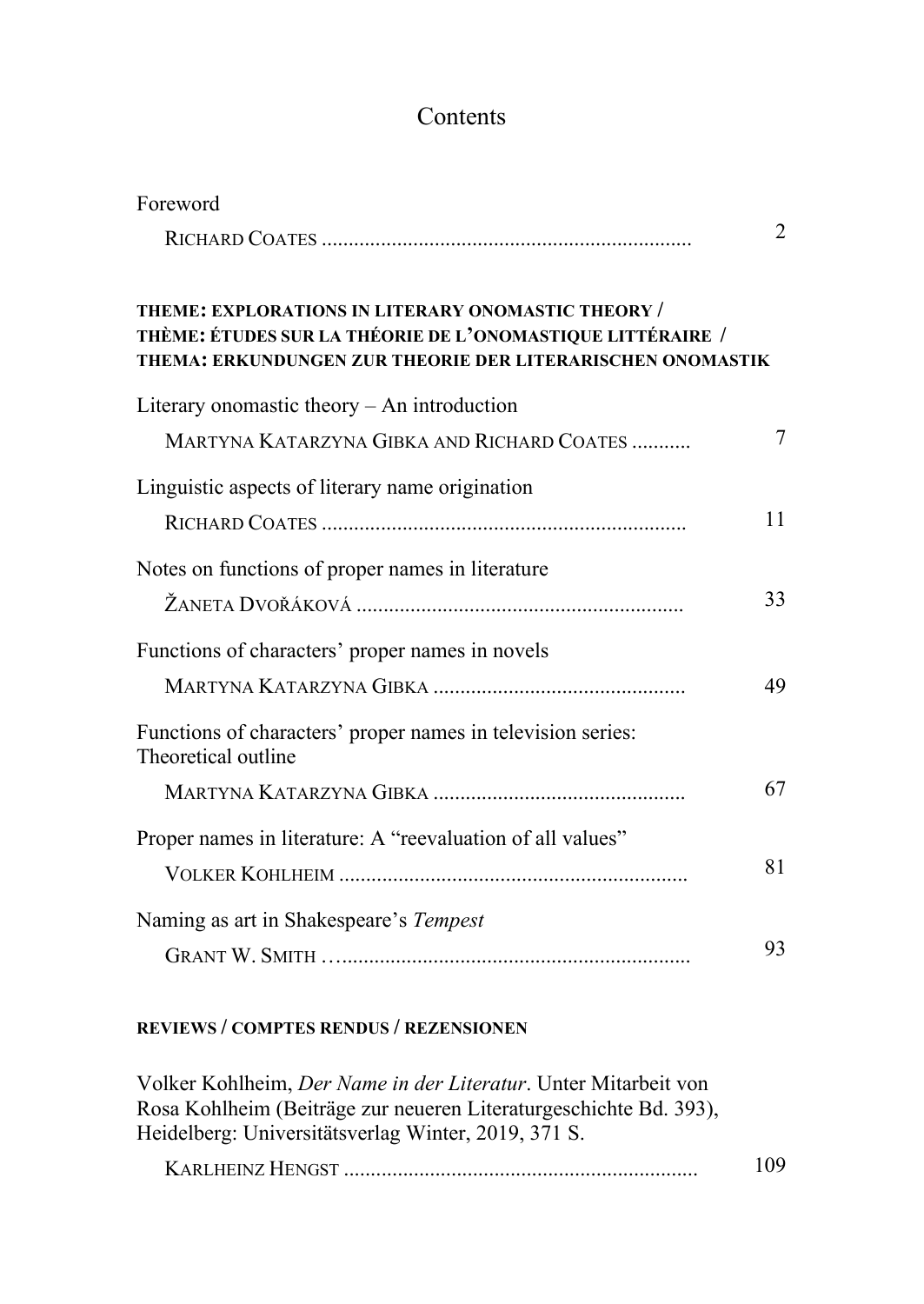# Contents

Foreword

RICHARD COATES .................................................................... 2

**THEME: EXPLORATIONS IN LITERARY ONOMASTIC THEORY /**
**THÈME: ÉTUDES SUR LA THÉORIE DE L'ONOMASTIQUE LITTÉRAIRE /**
**THEMA: ERKUNDUNGEN ZUR THEORIE DER LITERARISCHEN ONOMASTIK**

Literary onomastic theory – An introduction

MARTYNA KATARZYNA GIBKA AND RICHARD COATES ........... 7

Linguistic aspects of literary name origination

RICHARD COATES ................................................................... 11

Notes on functions of proper names in literature

ŽANETA DVOŘÁKOVÁ ............................................................ 33

Functions of characters' proper names in novels

MARTYNA KATARZYNA GIBKA .............................................. 49

Functions of characters' proper names in television series: Theoretical outline

MARTYNA KATARZYNA GIBKA .............................................. 67

Proper names in literature: A "reevaluation of all values"

VOLKER KOHLHEIM ................................................................ 81

Naming as art in Shakespeare's *Tempest*

GRANT W. SMITH ….............................................................. 93

**REVIEWS / COMPTES RENDUS / REZENSIONEN**

Volker Kohlheim, *Der Name in der Literatur*. Unter Mitarbeit von Rosa Kohlheim (Beiträge zur neueren Literaturgeschichte Bd. 393), Heidelberg: Universitätsverlag Winter, 2019, 371 S.

KARLHEINZ HENGST ................................................................ 109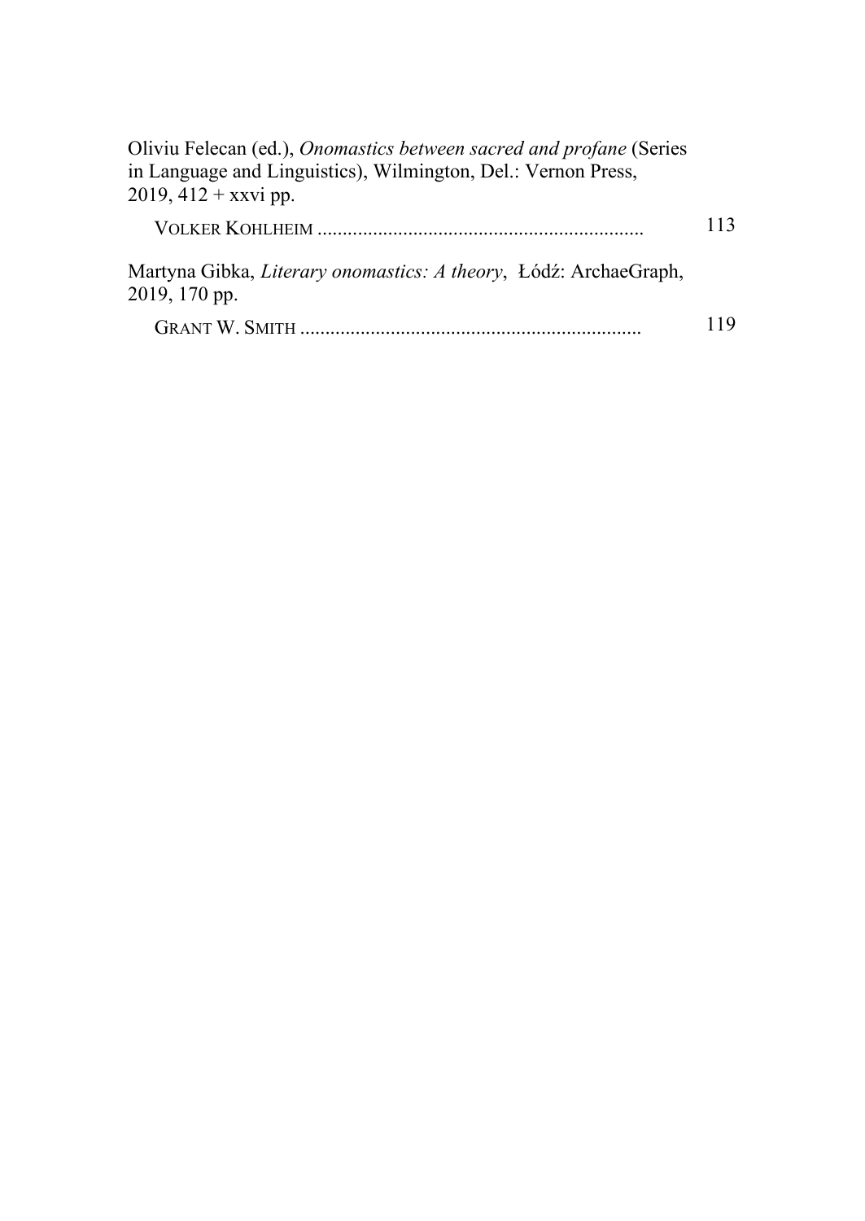Oliviu Felecan (ed.), *Onomastics between sacred and profane* (Series in Language and Linguistics), Wilmington, Del.: Vernon Press, 2019, 412 + xxvi pp.

VOLKER KOHLHEIM ................................................................ 113

Martyna Gibka, *Literary onomastics: A theory*, Łódź: ArchaeGraph, 2019, 170 pp.

GRANT W. SMITH ................................................................... 119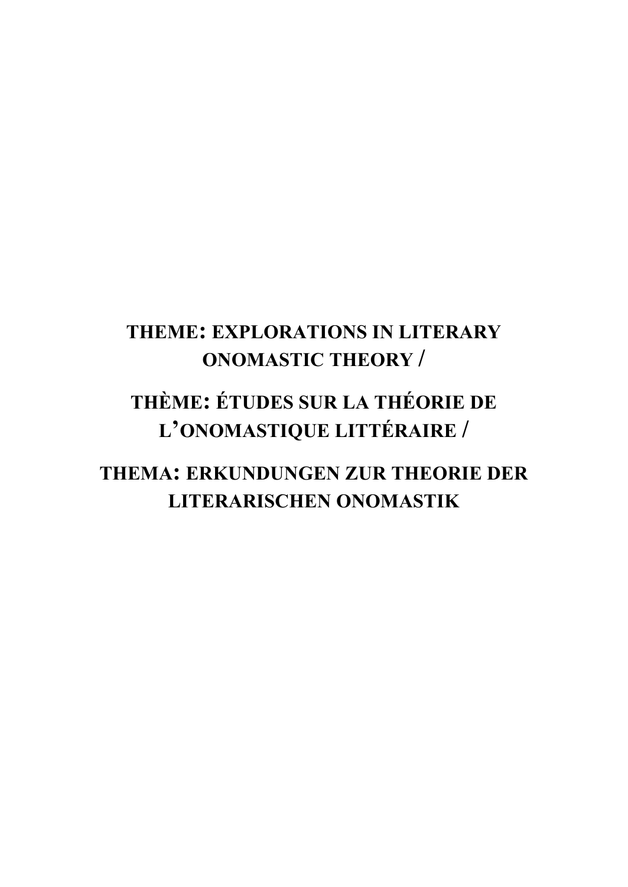# THEME: EXPLORATIONS IN LITERARY ONOMASTIC THEORY /

# THÈME: ÉTUDES SUR LA THÉORIE DE L'ONOMASTIQUE LITTÉRAIRE /

# THEMA: ERKUNDUNGEN ZUR THEORIE DER LITERARISCHEN ONOMASTIK